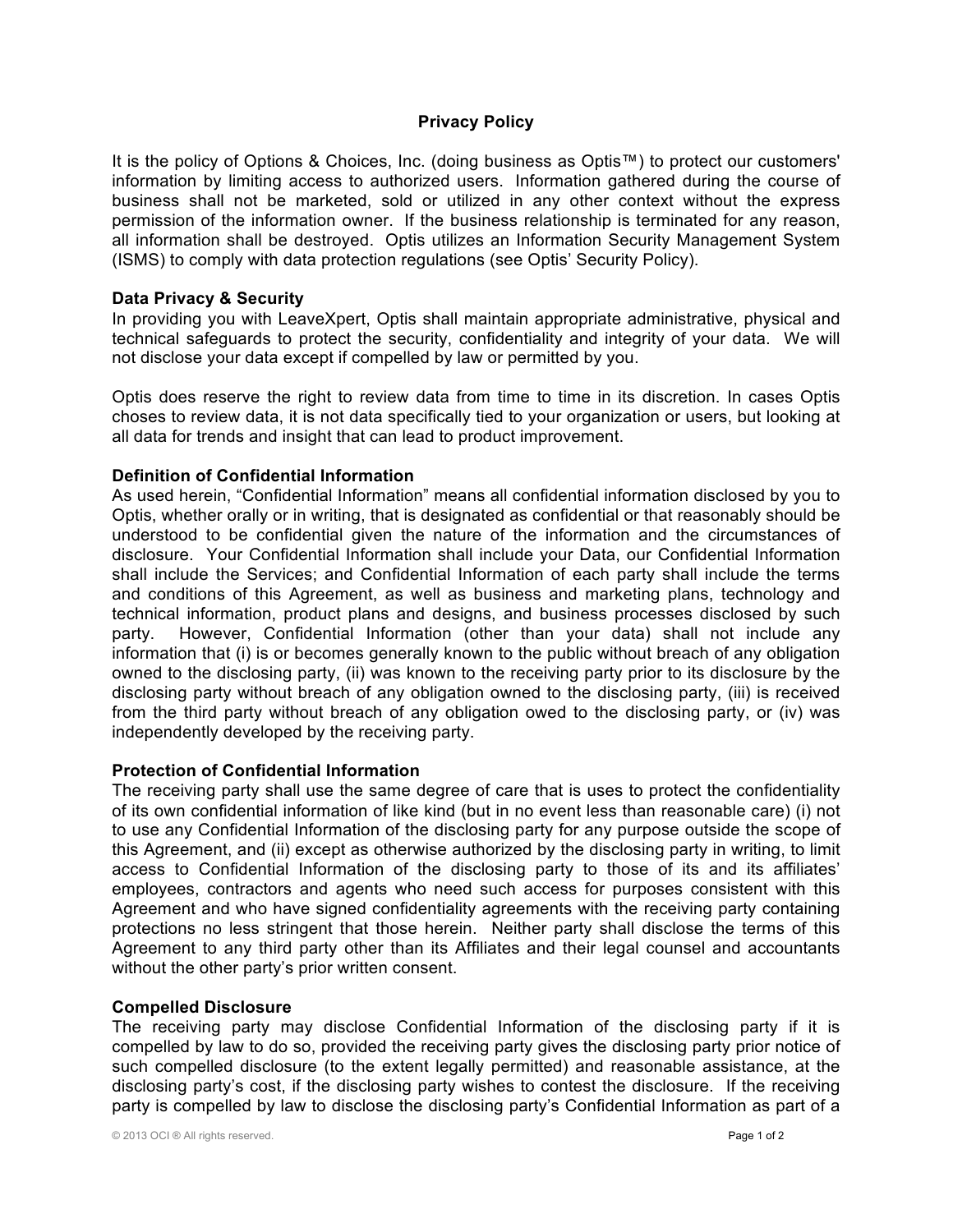# Privacy Policy

It is the policy of Options & Choices, Inc. (doing business as Optis™) to protect our customers' information by limiting access to authorized users. Information gathered during the course of business shall not be marketed, sold or utilized in any other context without the express permission of the information owner. If the business relationship is terminated for any reason, all information shall be destroyed. Optis utilizes an Information Security Management System (ISMS) to comply with data protection regulations (see Optis' Security Policy).

## Data Privacy & Security

In providing you with LeaveXpert, Optis shall maintain appropriate administrative, physical and technical safeguards to protect the security, confidentiality and integrity of your data. We will not disclose your data except if compelled by law or permitted by you.

Optis does reserve the right to review data from time to time in its discretion. In cases Optis choses to review data, it is not data specifically tied to your organization or users, but looking at all data for trends and insight that can lead to product improvement.

## Definition of Confidential Information

As used herein, "Confidential Information" means all confidential information disclosed by you to Optis, whether orally or in writing, that is designated as confidential or that reasonably should be understood to be confidential given the nature of the information and the circumstances of disclosure. Your Confidential Information shall include your Data, our Confidential Information shall include the Services; and Confidential Information of each party shall include the terms and conditions of this Agreement, as well as business and marketing plans, technology and technical information, product plans and designs, and business processes disclosed by such party. However, Confidential Information (other than your data) shall not include any information that (i) is or becomes generally known to the public without breach of any obligation owned to the disclosing party, (ii) was known to the receiving party prior to its disclosure by the disclosing party without breach of any obligation owned to the disclosing party, (iii) is received from the third party without breach of any obligation owed to the disclosing party, or (iv) was independently developed by the receiving party.

## Protection of Confidential Information

The receiving party shall use the same degree of care that is uses to protect the confidentiality of its own confidential information of like kind (but in no event less than reasonable care) (i) not to use any Confidential Information of the disclosing party for any purpose outside the scope of this Agreement, and (ii) except as otherwise authorized by the disclosing party in writing, to limit access to Confidential Information of the disclosing party to those of its and its affiliates' employees, contractors and agents who need such access for purposes consistent with this Agreement and who have signed confidentiality agreements with the receiving party containing protections no less stringent that those herein. Neither party shall disclose the terms of this Agreement to any third party other than its Affiliates and their legal counsel and accountants without the other party's prior written consent.

## Compelled Disclosure

The receiving party may disclose Confidential Information of the disclosing party if it is compelled by law to do so, provided the receiving party gives the disclosing party prior notice of such compelled disclosure (to the extent legally permitted) and reasonable assistance, at the disclosing party's cost, if the disclosing party wishes to contest the disclosure. If the receiving party is compelled by law to disclose the disclosing party's Confidential Information as part of a

© 2013 OCI ® All rights reserved.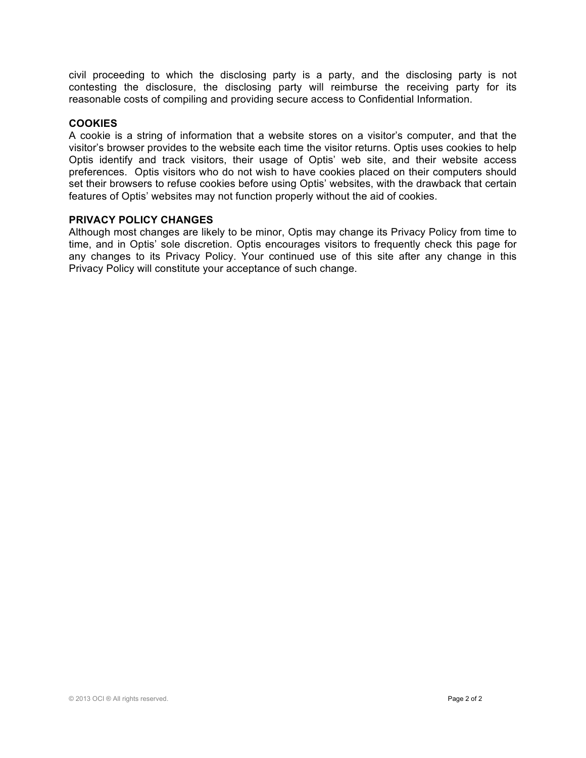civil proceeding to which the disclosing party is a party, and the disclosing party is not contesting the disclosure, the disclosing party will reimburse the receiving party for its reasonable costs of compiling and providing secure access to Confidential Information.

**COOKIES**

A cookie is a string of information that a website stores on a visitor's computer, and that the visitor's browser provides to the website each time the visitor returns. Optis uses cookies to help Optis identify and track visitors, their usage of Optis' web site, and their website access preferences. Optis visitors who do not wish to have cookies placed on their computers should set their browsers to refuse cookies before using Optis' websites, with the drawback that certain features of Optis' websites may not function properly without the aid of cookies.

**PRIVACY POLICY CHANGES**

Although most changes are likely to be minor, Optis may change its Privacy Policy from time to time, and in Optis' sole discretion. Optis encourages visitors to frequently check this page for any changes to its Privacy Policy. Your continued use of this site after any change in this Privacy Policy will constitute your acceptance of such change.